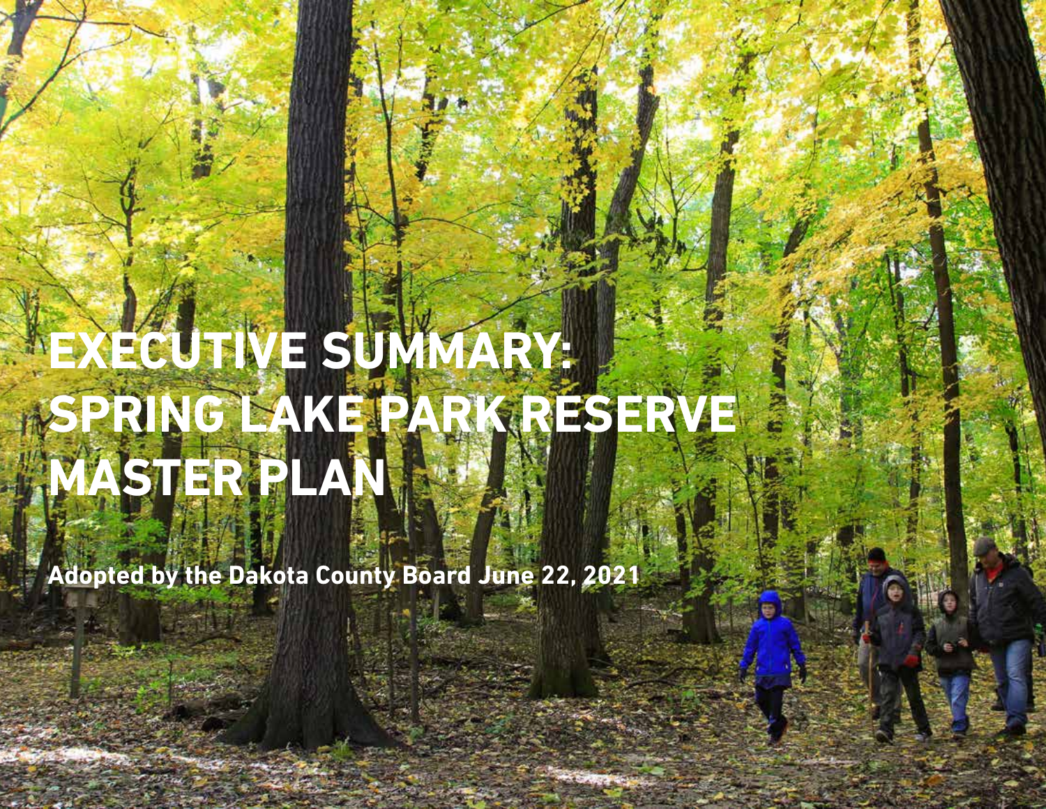# EXECUTIVE SUMMARY: SPRING LAKE PARK RESERVE MASTER PLAN

**Adopted by the Dakota County Board June 22, 2021**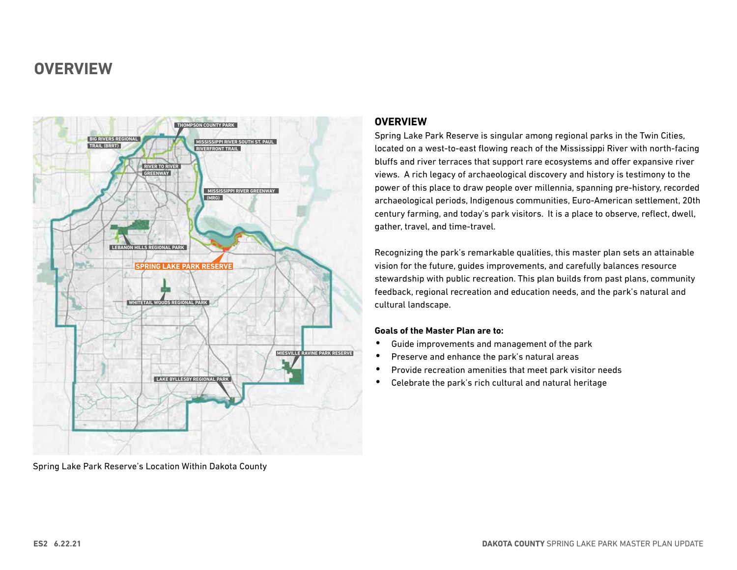# OVERVIEW

Spring Lake Park Reserve's Location Within Dakota County

## OVERVIEW

Spring Lake Park Reserve is singular among regional parks in the Twin Cities, located on a west-to-east flowing reach of the Mississippi River with north-facing bluffs and river terraces that support rare ecosystems and offer expansive river views. A rich legacy of archaeological discovery and history is testimony to the power of this place to draw people over millennia, spanning pre-history, recorded archaeological periods, Indigenous communities, Euro-American settlement, 20th century farming, and today's park visitors. It is a place to observe, reflect, dwell, gather, travel, and time-travel.

Recognizing the park's remarkable qualities, this master plan sets an attainable vision for the future, guides improvements, and carefully balances resource stewardship with public recreation. This plan builds from past plans, community feedback, regional recreation and education needs, and the park's natural and cultural landscape.

**Goals of the Master Plan are to:**

- Guide improvements and management of the park
- Preserve and enhance the park's natural areas
- Provide recreation amenities that meet park visitor needs
- Celebrate the park's rich cultural and natural heritage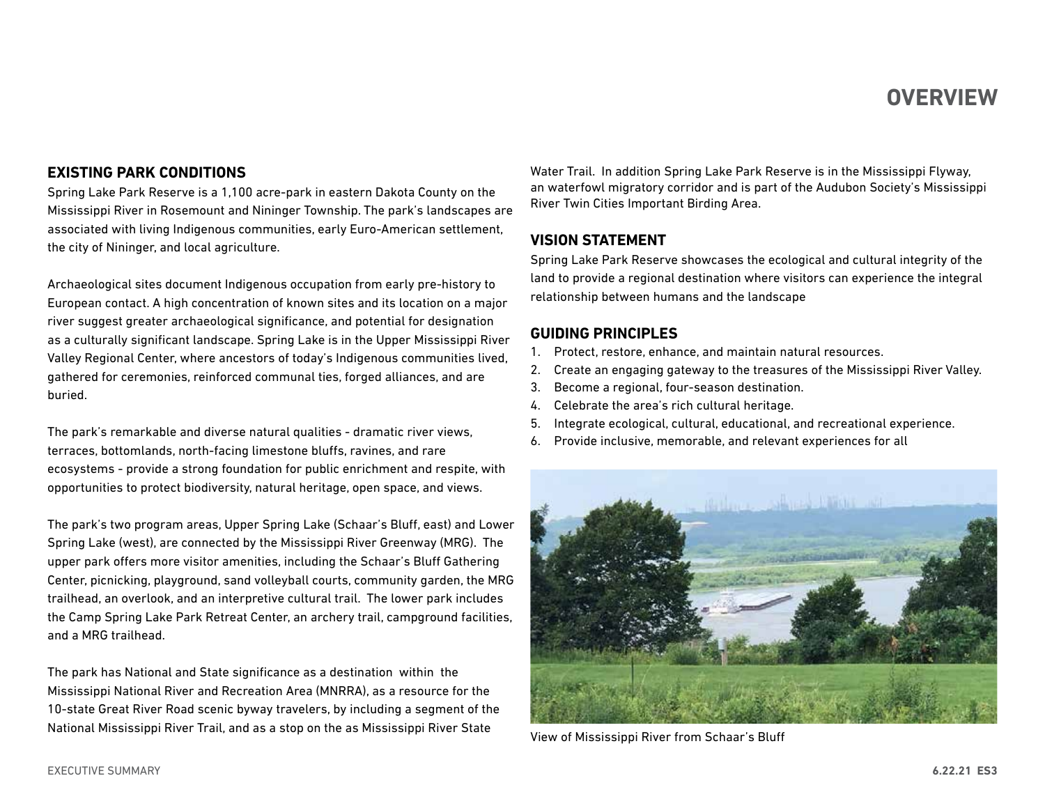# OVERVIEW

## EXISTING PARK CONDITIONS

Spring Lake Park Reserve is a 1,100 acre-park in eastern Dakota County on the Mississippi River in Rosemount and Nininger Township. The park's landscapes are associated with living Indigenous communities, early Euro-American settlement, the city of Nininger, and local agriculture.

Archaeological sites document Indigenous occupation from early pre-history to European contact. A high concentration of known sites and its location on a major river suggest greater archaeological significance, and potential for designation as a culturally significant landscape. Spring Lake is in the Upper Mississippi River Valley Regional Center, where ancestors of today's Indigenous communities lived, gathered for ceremonies, reinforced communal ties, forged alliances, and are buried.

The park's remarkable and diverse natural qualities - dramatic river views, terraces, bottomlands, north-facing limestone bluffs, ravines, and rare ecosystems - provide a strong foundation for public enrichment and respite, with opportunities to protect biodiversity, natural heritage, open space, and views.

The park's two program areas, Upper Spring Lake (Schaar's Bluff, east) and Lower Spring Lake (west), are connected by the Mississippi River Greenway (MRG). The upper park offers more visitor amenities, including the Schaar's Bluff Gathering Center, picnicking, playground, sand volleyball courts, community garden, the MRG trailhead, an overlook, and an interpretive cultural trail. The lower park includes the Camp Spring Lake Park Retreat Center, an archery trail, campground facilities, and a MRG trailhead.

The park has National and State significance as a destination within the Mississippi National River and Recreation Area (MNRRA), as a resource for the 10-state Great River Road scenic byway travelers, by including a segment of the National Mississippi River Trail, and as a stop on the as Mississippi River State Water Trail. In addition Spring Lake Park Reserve is in the Mississippi Flyway, an waterfowl migratory corridor and is part of the Audubon Society's Mississippi River Twin Cities Important Birding Area.

## VISION STATEMENT

Spring Lake Park Reserve showcases the ecological and cultural integrity of the land to provide a regional destination where visitors can experience the integral relationship between humans and the landscape

## GUIDING PRINCIPLES

1. Protect, restore, enhance, and maintain natural resources.
2. Create an engaging gateway to the treasures of the Mississippi River Valley.
3. Become a regional, four-season destination.
4. Celebrate the area's rich cultural heritage.
5. Integrate ecological, cultural, educational, and recreational experience.
6. Provide inclusive, memorable, and relevant experiences for all

View of Mississippi River from Schaar's Bluff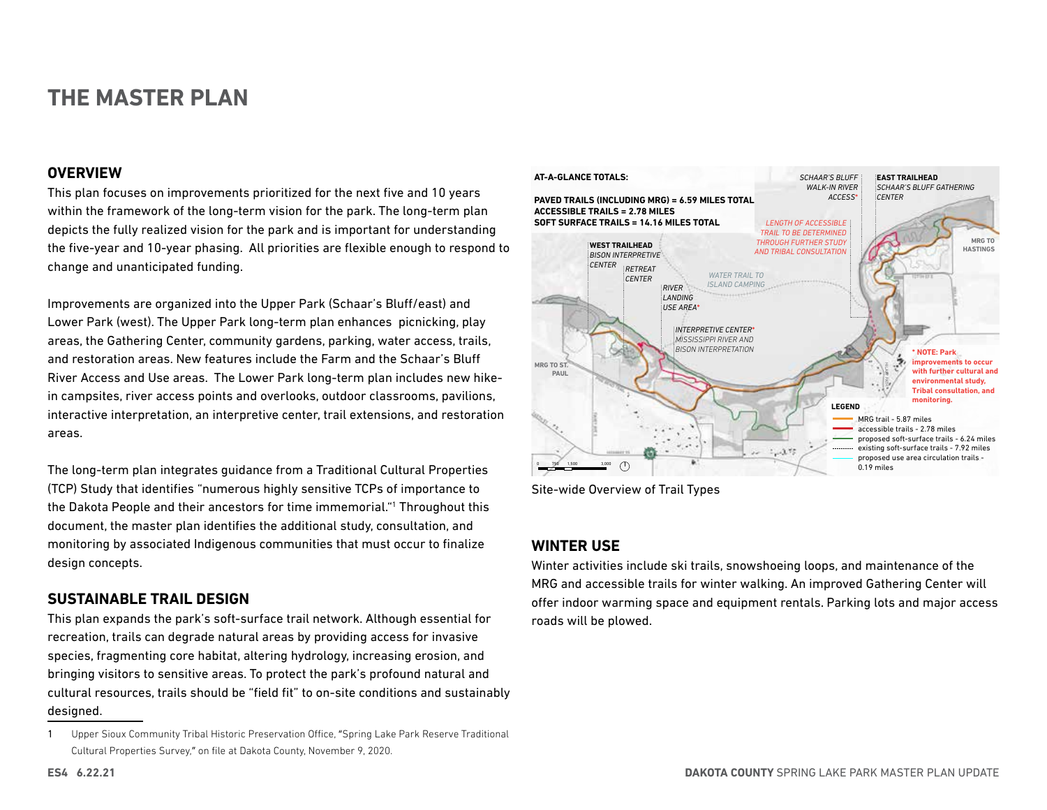# THE MASTER PLAN

## OVERVIEW

This plan focuses on improvements prioritized for the next five and 10 years within the framework of the long-term vision for the park. The long-term plan depicts the fully realized vision for the park and is important for understanding the five-year and 10-year phasing. All priorities are flexible enough to respond to change and unanticipated funding.

Improvements are organized into the Upper Park (Schaar's Bluff/east) and Lower Park (west). The Upper Park long-term plan enhances picnicking, play areas, the Gathering Center, community gardens, parking, water access, trails, and restoration areas. New features include the Farm and the Schaar's Bluff River Access and Use areas. The Lower Park long-term plan includes new hike-in campsites, river access points and overlooks, outdoor classrooms, pavilions, interactive interpretation, an interpretive center, trail extensions, and restoration areas.

The long-term plan integrates guidance from a Traditional Cultural Properties (TCP) Study that identifies "numerous highly sensitive TCPs of importance to the Dakota People and their ancestors for time immemorial."[1] Throughout this document, the master plan identifies the additional study, consultation, and monitoring by associated Indigenous communities that must occur to finalize design concepts.

## SUSTAINABLE TRAIL DESIGN

This plan expands the park's soft-surface trail network. Although essential for recreation, trails can degrade natural areas by providing access for invasive species, fragmenting core habitat, altering hydrology, increasing erosion, and bringing visitors to sensitive areas. To protect the park's profound natural and cultural resources, trails should be "field fit" to on-site conditions and sustainably designed.

**AT-A-GLANCE TOTALS:**

**PAVED TRAILS (INCLUDING MRG) = 6.59 MILES TOTAL**
**ACCESSIBLE TRAILS = 2.78 MILES**
**SOFT SURFACE TRAILS = 14.16 MILES TOTAL**

*SCHAAR'S BLUFF WALK-IN RIVER ACCESS**

**EAST TRAILHEAD** *SCHAAR'S BLUFF GATHERING CENTER*

*LENGTH OF ACCESSIBLE TRAIL TO BE DETERMINED THROUGH FURTHER STUDY AND TRIBAL CONSULTATION*

**WEST TRAILHEAD** *BISON INTERPRETIVE CENTER*

*RETREAT CENTER*

*RIVER LANDING USE AREA**

*WATER TRAIL TO ISLAND CAMPING*

*INTERPRETIVE CENTER** *MISSISSIPPI RIVER AND BISON INTERPRETATION*

MRG TO ST. PAUL

MRG TO HASTINGS

*** NOTE: Park improvements to occur with further cultural and environmental study, Tribal consultation, and monitoring.**

**LEGEND**
- MRG trail - 5.87 miles
- accessible trails - 2.78 miles
- proposed soft-surface trails - 6.24 miles
- existing soft-surface trails - 7.92 miles
- proposed use area circulation trails - 0.19 miles

Site-wide Overview of Trail Types

## WINTER USE

Winter activities include ski trails, snowshoeing loops, and maintenance of the MRG and accessible trails for winter walking. An improved Gathering Center will offer indoor warming space and equipment rentals. Parking lots and major access roads will be plowed.

---

1 Upper Sioux Community Tribal Historic Preservation Office, "Spring Lake Park Reserve Traditional Cultural Properties Survey," on file at Dakota County, November 9, 2020.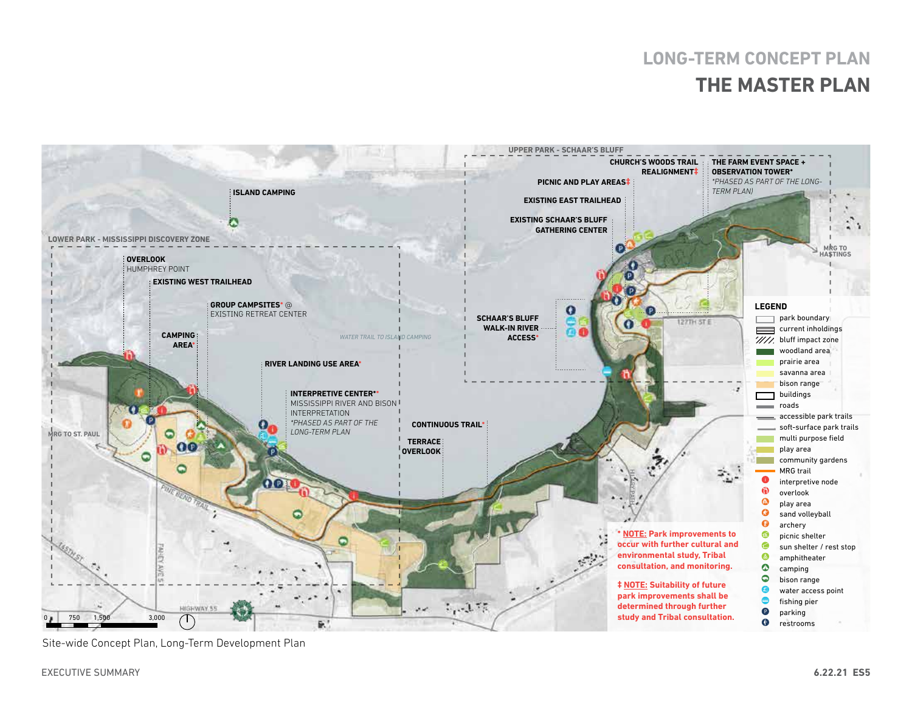## LONG-TERM CONCEPT PLAN

# THE MASTER PLAN

UPPER PARK - SCHAAR'S BLUFF

CHURCH'S WOODS TRAIL REALIGNMENT‡

THE FARM EVENT SPACE + OBSERVATION TOWER*

*PHASED AS PART OF THE LONG-TERM PLAN)*

PICNIC AND PLAY AREAS‡

EXISTING EAST TRAILHEAD

EXISTING SCHAAR'S BLUFF GATHERING CENTER

SCHAAR'S BLUFF WALK-IN RIVER ACCESS*

ISLAND CAMPING

LOWER PARK - MISSISSIPPI DISCOVERY ZONE

**OVERLOOK**
HUMPHREY POINT

**EXISTING WEST TRAILHEAD**

**GROUP CAMPSITES*** @
EXISTING RETREAT CENTER

**CAMPING AREA***

*WATER TRAIL TO ISLAND CAMPING*

**RIVER LANDING USE AREA***

**INTERPRETIVE CENTER***
MISSISSIPPI RIVER AND BISON INTERPRETATION
*PHASED AS PART OF THE LONG-TERM PLAN*

**CONTINUOUS TRAIL***

**TERRACE OVERLOOK**

MRG TO ST. PAUL

MRG TO HASTINGS

127TH ST E

PINE BEND TRAIL

145TH ST

FAHEY AVE S

HIGHWAY 55

HILARY PATH

0 750 1,500 3,000

**LEGEND**

- park boundary
- current inholdings
- bluff impact zone
- woodland area
- prairie area
- savanna area
- bison range
- buildings
- roads
- accessible park trails
- soft-surface park trails
- multi purpose field
- play area
- community gardens
- MRG trail
- interpretive node
- overlook
- play area
- sand volleyball
- archery
- picnic shelter
- sun shelter / rest stop
- amphitheater
- camping
- bison range
- water access point
- fishing pier
- parking
- restrooms

**\* NOTE: Park improvements to occur with further cultural and environmental study, Tribal consultation, and monitoring.**

**‡ NOTE: Suitability of future park improvements shall be determined through further study and Tribal consultation.**

Site-wide Concept Plan, Long-Term Development Plan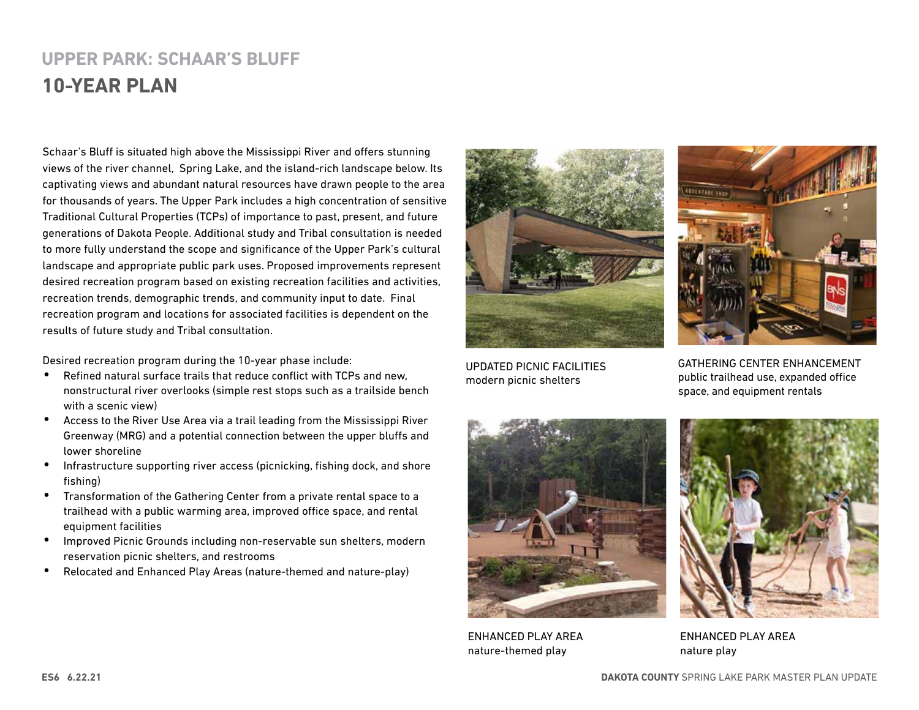## UPPER PARK: SCHAAR'S BLUFF

# 10-YEAR PLAN

Schaar's Bluff is situated high above the Mississippi River and offers stunning views of the river channel, Spring Lake, and the island-rich landscape below. Its captivating views and abundant natural resources have drawn people to the area for thousands of years. The Upper Park includes a high concentration of sensitive Traditional Cultural Properties (TCPs) of importance to past, present, and future generations of Dakota People. Additional study and Tribal consultation is needed to more fully understand the scope and significance of the Upper Park's cultural landscape and appropriate public park uses. Proposed improvements represent desired recreation program based on existing recreation facilities and activities, recreation trends, demographic trends, and community input to date. Final recreation program and locations for associated facilities is dependent on the results of future study and Tribal consultation.

Desired recreation program during the 10-year phase include:

- Refined natural surface trails that reduce conflict with TCPs and new, nonstructural river overlooks (simple rest stops such as a trailside bench with a scenic view)
- Access to the River Use Area via a trail leading from the Mississippi River Greenway (MRG) and a potential connection between the upper bluffs and lower shoreline
- Infrastructure supporting river access (picnicking, fishing dock, and shore fishing)
- Transformation of the Gathering Center from a private rental space to a trailhead with a public warming area, improved office space, and rental equipment facilities
- Improved Picnic Grounds including non-reservable sun shelters, modern reservation picnic shelters, and restrooms
- Relocated and Enhanced Play Areas (nature-themed and nature-play)

UPDATED PICNIC FACILITIES
modern picnic shelters

GATHERING CENTER ENHANCEMENT
public trailhead use, expanded office space, and equipment rentals

ENHANCED PLAY AREA
nature-themed play

ENHANCED PLAY AREA
nature play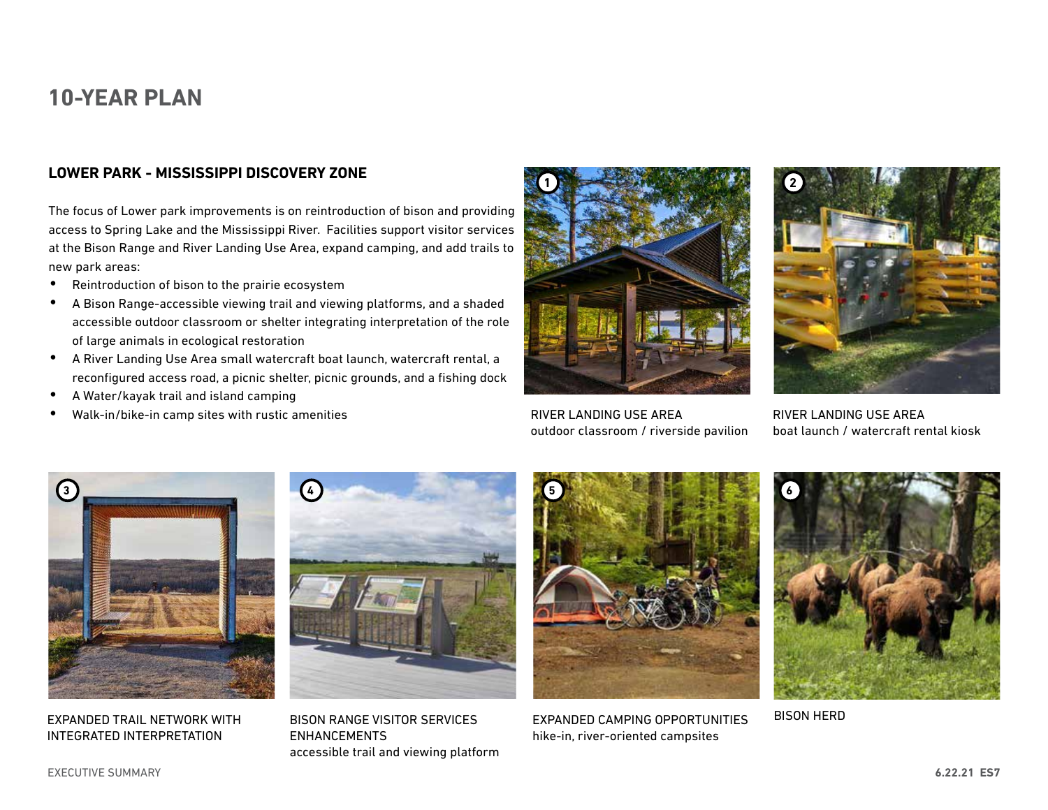# 10-YEAR PLAN

## LOWER PARK - MISSISSIPPI DISCOVERY ZONE

The focus of Lower park improvements is on reintroduction of bison and providing access to Spring Lake and the Mississippi River. Facilities support visitor services at the Bison Range and River Landing Use Area, expand camping, and add trails to new park areas:

- Reintroduction of bison to the prairie ecosystem
- A Bison Range-accessible viewing trail and viewing platforms, and a shaded accessible outdoor classroom or shelter integrating interpretation of the role of large animals in ecological restoration
- A River Landing Use Area small watercraft boat launch, watercraft rental, a reconfigured access road, a picnic shelter, picnic grounds, and a fishing dock
- A Water/kayak trail and island camping
- Walk-in/bike-in camp sites with rustic amenities

1. RIVER LANDING USE AREA
outdoor classroom / riverside pavilion

2. RIVER LANDING USE AREA
boat launch / watercraft rental kiosk

3. EXPANDED TRAIL NETWORK WITH INTEGRATED INTERPRETATION

4. BISON RANGE VISITOR SERVICES ENHANCEMENTS
accessible trail and viewing platform

5. EXPANDED CAMPING OPPORTUNITIES
hike-in, river-oriented campsites

6. BISON HERD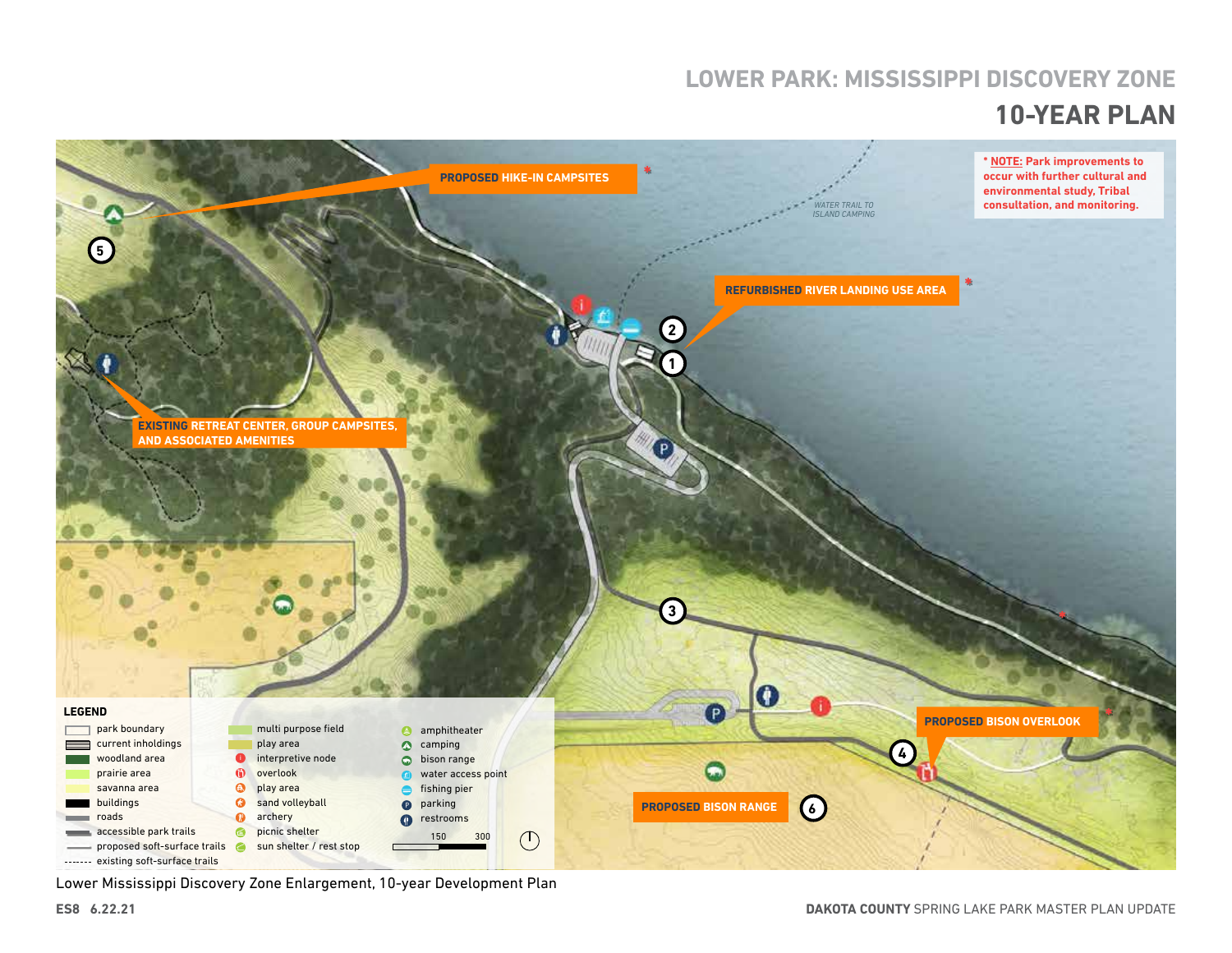# LOWER PARK: MISSISSIPPI DISCOVERY ZONE

## 10-YEAR PLAN

**\* NOTE: Park improvements to occur with further cultural and environmental study, Tribal consultation, and monitoring.**

PROPOSED HIKE-IN CAMPSITES *

REFURBISHED RIVER LANDING USE AREA *

EXISTING RETREAT CENTER, GROUP CAMPSITES, AND ASSOCIATED AMENITIES

PROPOSED BISON OVERLOOK *

PROPOSED BISON RANGE

*WATER TRAIL TO ISLAND CAMPING*

1 2 3 4 5 6

**LEGEND**

- park boundary
- current inholdings
- woodland area
- prairie area
- savanna area
- buildings
- roads
- accessible park trails
- proposed soft-surface trails
- existing soft-surface trails
- multi purpose field
- play area
- interpretive node
- overlook
- play area
- sand volleyball
- archery
- picnic shelter
- sun shelter / rest stop
- amphitheater
- camping
- bison range
- water access point
- fishing pier
- parking
- restrooms

150 300

Lower Mississippi Discovery Zone Enlargement, 10-year Development Plan

ES8 6.22.21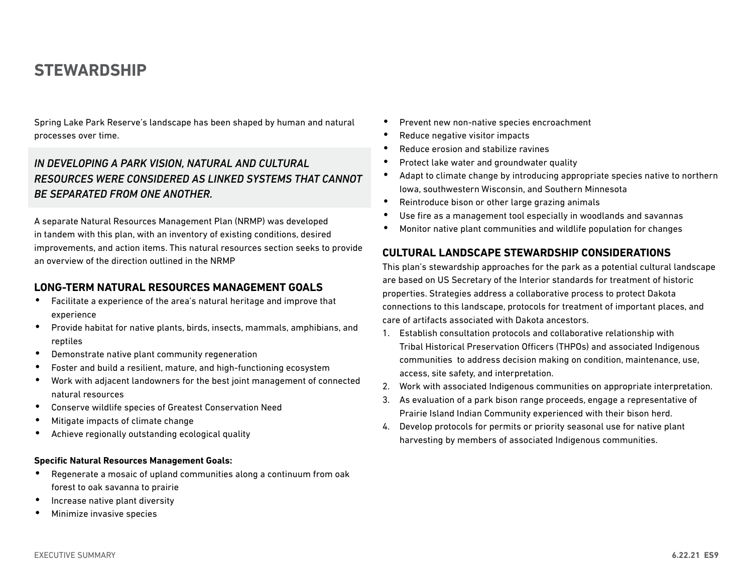# STEWARDSHIP

Spring Lake Park Reserve's landscape has been shaped by human and natural processes over time.

*IN DEVELOPING A PARK VISION, NATURAL AND CULTURAL RESOURCES WERE CONSIDERED AS LINKED SYSTEMS THAT CANNOT BE SEPARATED FROM ONE ANOTHER.*

A separate Natural Resources Management Plan (NRMP) was developed in tandem with this plan, with an inventory of existing conditions, desired improvements, and action items. This natural resources section seeks to provide an overview of the direction outlined in the NRMP

## LONG-TERM NATURAL RESOURCES MANAGEMENT GOALS

- Facilitate a experience of the area's natural heritage and improve that experience
- Provide habitat for native plants, birds, insects, mammals, amphibians, and reptiles
- Demonstrate native plant community regeneration
- Foster and build a resilient, mature, and high-functioning ecosystem
- Work with adjacent landowners for the best joint management of connected natural resources
- Conserve wildlife species of Greatest Conservation Need
- Mitigate impacts of climate change
- Achieve regionally outstanding ecological quality

**Specific Natural Resources Management Goals:**

- Regenerate a mosaic of upland communities along a continuum from oak forest to oak savanna to prairie
- Increase native plant diversity
- Minimize invasive species
- Prevent new non-native species encroachment
- Reduce negative visitor impacts
- Reduce erosion and stabilize ravines
- Protect lake water and groundwater quality
- Adapt to climate change by introducing appropriate species native to northern Iowa, southwestern Wisconsin, and Southern Minnesota
- Reintroduce bison or other large grazing animals
- Use fire as a management tool especially in woodlands and savannas
- Monitor native plant communities and wildlife population for changes

## CULTURAL LANDSCAPE STEWARDSHIP CONSIDERATIONS

This plan's stewardship approaches for the park as a potential cultural landscape are based on US Secretary of the Interior standards for treatment of historic properties. Strategies address a collaborative process to protect Dakota connections to this landscape, protocols for treatment of important places, and care of artifacts associated with Dakota ancestors.

1. Establish consultation protocols and collaborative relationship with Tribal Historical Preservation Officers (THPOs) and associated Indigenous communities to address decision making on condition, maintenance, use, access, site safety, and interpretation.
2. Work with associated Indigenous communities on appropriate interpretation.
3. As evaluation of a park bison range proceeds, engage a representative of Prairie Island Indian Community experienced with their bison herd.
4. Develop protocols for permits or priority seasonal use for native plant harvesting by members of associated Indigenous communities.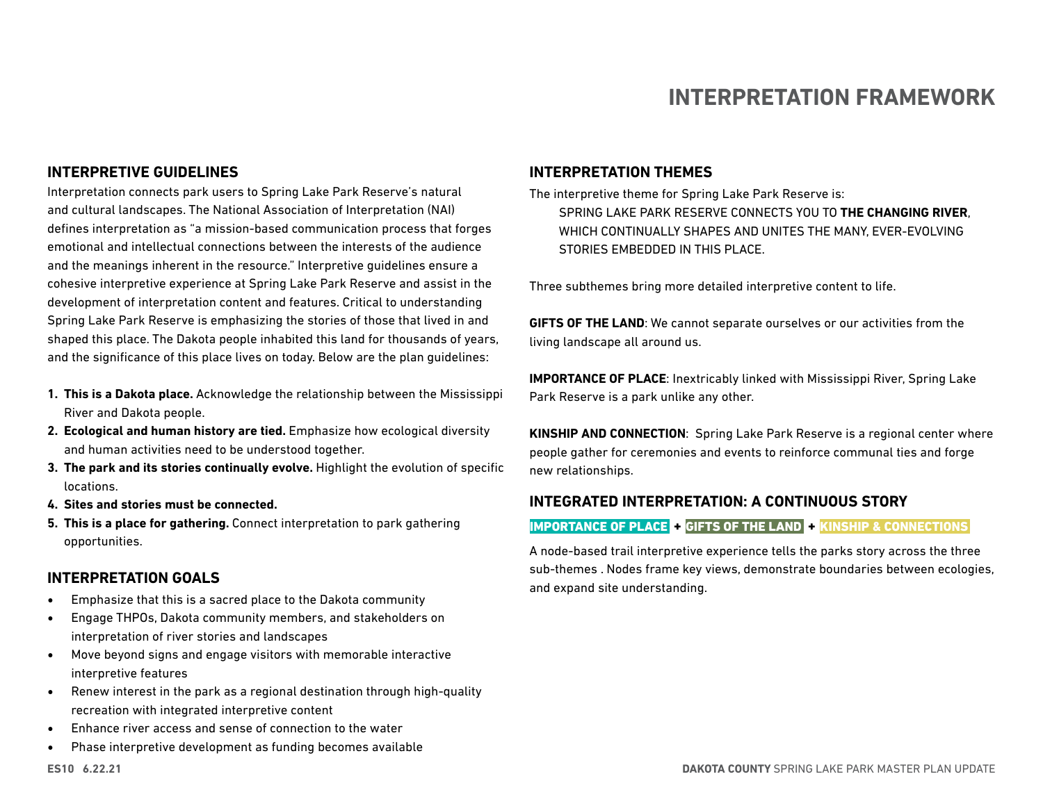# INTERPRETATION FRAMEWORK

## INTERPRETIVE GUIDELINES

Interpretation connects park users to Spring Lake Park Reserve's natural and cultural landscapes. The National Association of Interpretation (NAI) defines interpretation as "a mission-based communication process that forges emotional and intellectual connections between the interests of the audience and the meanings inherent in the resource." Interpretive guidelines ensure a cohesive interpretive experience at Spring Lake Park Reserve and assist in the development of interpretation content and features. Critical to understanding Spring Lake Park Reserve is emphasizing the stories of those that lived in and shaped this place. The Dakota people inhabited this land for thousands of years, and the significance of this place lives on today. Below are the plan guidelines:

1. **This is a Dakota place.** Acknowledge the relationship between the Mississippi River and Dakota people.
2. **Ecological and human history are tied.** Emphasize how ecological diversity and human activities need to be understood together.
3. **The park and its stories continually evolve.** Highlight the evolution of specific locations.
4. **Sites and stories must be connected.**
5. **This is a place for gathering.** Connect interpretation to park gathering opportunities.

## INTERPRETATION GOALS

- Emphasize that this is a sacred place to the Dakota community
- Engage THPOs, Dakota community members, and stakeholders on interpretation of river stories and landscapes
- Move beyond signs and engage visitors with memorable interactive interpretive features
- Renew interest in the park as a regional destination through high-quality recreation with integrated interpretive content
- Enhance river access and sense of connection to the water
- Phase interpretive development as funding becomes available

## INTERPRETATION THEMES

The interpretive theme for Spring Lake Park Reserve is:

> SPRING LAKE PARK RESERVE CONNECTS YOU TO **THE CHANGING RIVER**, WHICH CONTINUALLY SHAPES AND UNITES THE MANY, EVER-EVOLVING STORIES EMBEDDED IN THIS PLACE.

Three subthemes bring more detailed interpretive content to life.

**GIFTS OF THE LAND**: We cannot separate ourselves or our activities from the living landscape all around us.

**IMPORTANCE OF PLACE**: Inextricably linked with Mississippi River, Spring Lake Park Reserve is a park unlike any other.

**KINSHIP AND CONNECTION**: Spring Lake Park Reserve is a regional center where people gather for ceremonies and events to reinforce communal ties and forge new relationships.

## INTEGRATED INTERPRETATION: A CONTINUOUS STORY

**IMPORTANCE OF PLACE + GIFTS OF THE LAND + KINSHIP & CONNECTIONS**

A node-based trail interpretive experience tells the parks story across the three sub-themes . Nodes frame key views, demonstrate boundaries between ecologies, and expand site understanding.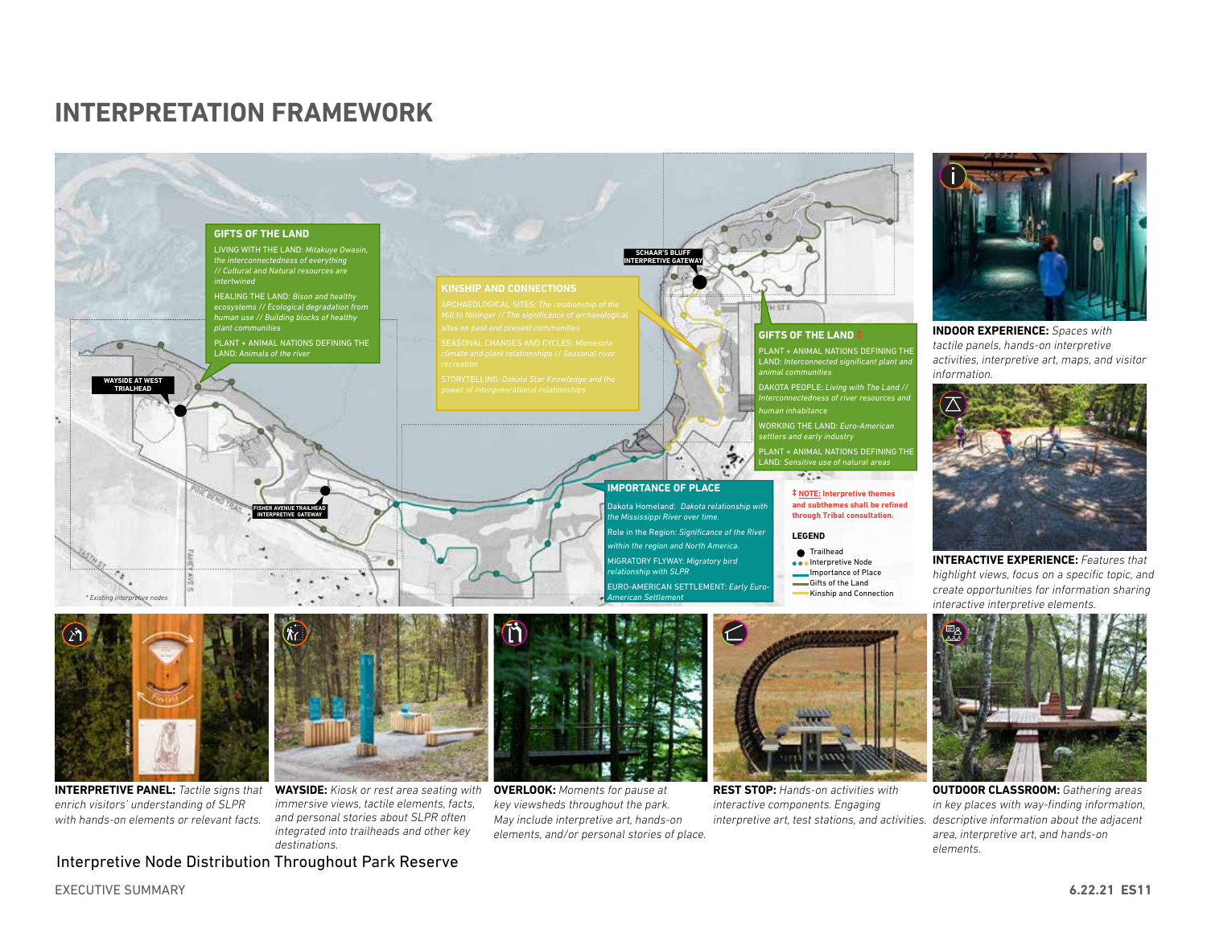# INTERPRETATION FRAMEWORK

**GIFTS OF THE LAND**

LIVING WITH THE LAND: *Mitakuye Owasin, the interconnectedness of everything // Cultural and Natural resources are intertwined*

HEALING THE LAND: *Bison and healthy ecosystems // Ecological degradation from human use // Building blocks of healthy plant communities*

PLANT + ANIMAL NATIONS DEFINING THE LAND: *Animals of the river*

**KINSHIP AND CONNECTIONS**

ARCHAEOLOGICAL SITES: *The relationship of the Mill to Nininger // The significance of archaeological sites on past and present communities*

SEASONAL CHANGES AND CYCLES: *Minnesota climate and plant relationships // Seasonal river recreation*

STORYTELLING: *Dakota Star Knowledge and the power of intergenerational relationships*

**GIFTS OF THE LAND ‡**

PLANT + ANIMAL NATIONS DEFINING THE LAND: *Interconnected significant plant and animal communities*

DAKOTA PEOPLE: *Living with The Land // Interconnectedness of river resources and human inhabitance*

WORKING THE LAND: *Euro-American settlers and early industry*

PLANT + ANIMAL NATIONS DEFINING THE LAND: *Sensitive use of natural areas*

**IMPORTANCE OF PLACE**

Dakota Homeland: *Dakota relationship with the Mississippi River over time.*

Role in the Region: *Significance of the River within the region and North America.*

MIGRATORY FLYWAY: *Migratory bird relationship with SLPR.*

EURO-AMERICAN SETTLEMENT: *Early Euro-American Settlement*

WAYSIDE AT WEST TRIALHEAD

FISHER AVENUE TRAILHEAD INTERPRETIVE GATEWAY

SCHAAR'S BLUFF INTERPRETIVE GATEWAY

*\* Existing interpretive nodes*

**‡ NOTE: Interpretive themes and subthemes shall be refined through Tribal consultation.**

**LEGEND**

- Trailhead
- Interpretive Node
- Importance of Place
- Gifts of the Land
- Kinship and Connection

**INDOOR EXPERIENCE:** *Spaces with tactile panels, hands-on interpretive activities, interpretive art, maps, and visitor information.*

**INTERACTIVE EXPERIENCE:** *Features that highlight views, focus on a specific topic, and create opportunities for information sharing interactive interpretive elements.*

**INTERPRETIVE PANEL:** *Tactile signs that enrich visitors' understanding of SLPR with hands-on elements or relevant facts.*

**WAYSIDE:** *Kiosk or rest area seating with immersive views, tactile elements, facts, and personal stories about SLPR often integrated into trailheads and other key destinations.*

**OVERLOOK:** *Moments for pause at key viewsheds throughout the park. May include interpretive art, hands-on elements, and/or personal stories of place.*

**REST STOP:** *Hands-on activities with interactive components. Engaging interpretive art, test stations, and activities.*

**OUTDOOR CLASSROOM:** *Gathering areas in key places with way-finding information, descriptive information about the adjacent area, interpretive art, and hands-on elements.*

Interpretive Node Distribution Throughout Park Reserve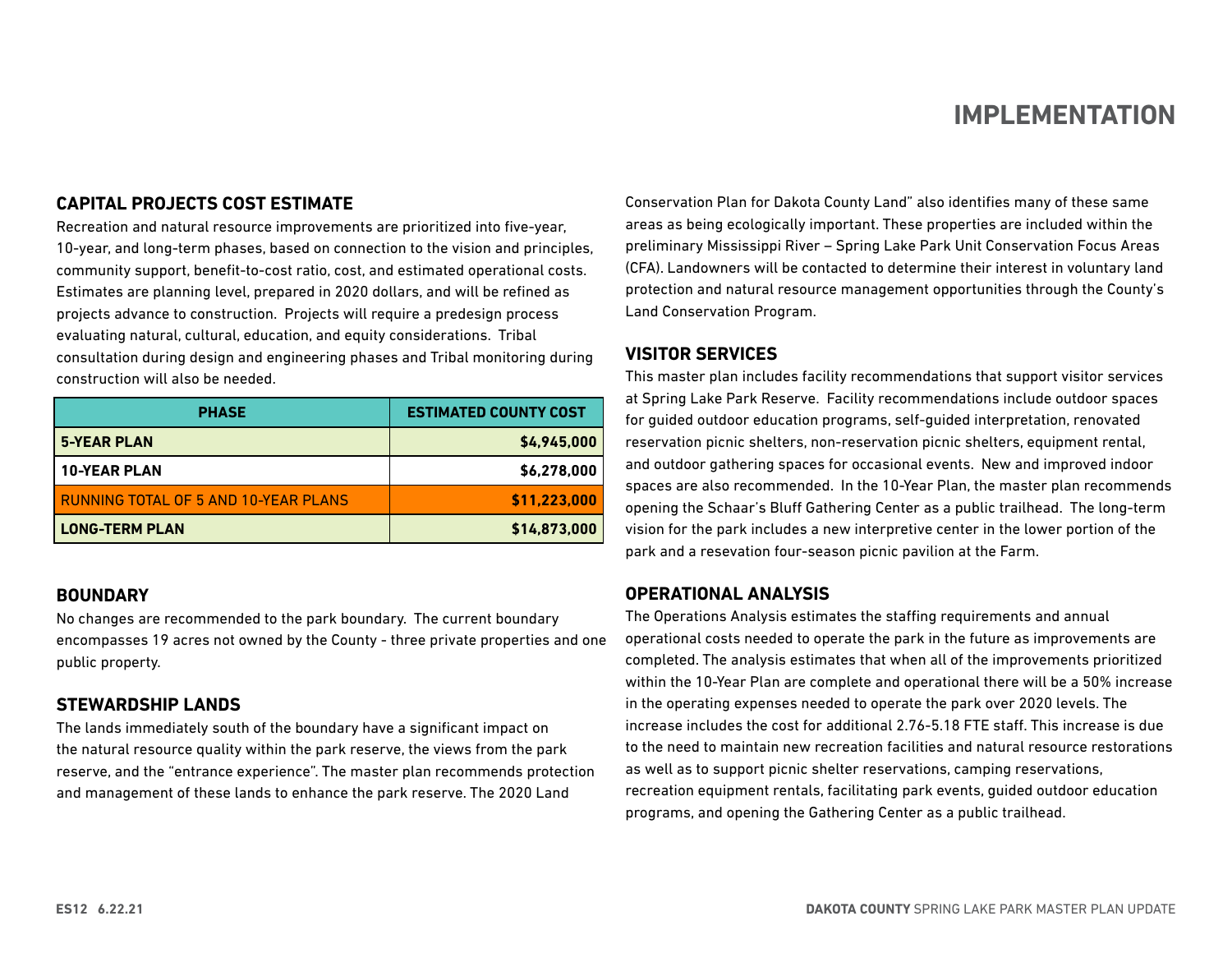# IMPLEMENTATION

## CAPITAL PROJECTS COST ESTIMATE

Recreation and natural resource improvements are prioritized into five-year, 10-year, and long-term phases, based on connection to the vision and principles, community support, benefit-to-cost ratio, cost, and estimated operational costs. Estimates are planning level, prepared in 2020 dollars, and will be refined as projects advance to construction. Projects will require a predesign process evaluating natural, cultural, education, and equity considerations. Tribal consultation during design and engineering phases and Tribal monitoring during construction will also be needed.

| PHASE | ESTIMATED COUNTY COST |
|---|---:|
| **5-YEAR PLAN** | **$4,945,000** |
| **10-YEAR PLAN** | **$6,278,000** |
| RUNNING TOTAL OF 5 AND 10-YEAR PLANS | **$11,223,000** |
| **LONG-TERM PLAN** | **$14,873,000** |

## BOUNDARY

No changes are recommended to the park boundary. The current boundary encompasses 19 acres not owned by the County - three private properties and one public property.

## STEWARDSHIP LANDS

The lands immediately south of the boundary have a significant impact on the natural resource quality within the park reserve, the views from the park reserve, and the "entrance experience". The master plan recommends protection and management of these lands to enhance the park reserve. The 2020 Land Conservation Plan for Dakota County Land" also identifies many of these same areas as being ecologically important. These properties are included within the preliminary Mississippi River – Spring Lake Park Unit Conservation Focus Areas (CFA). Landowners will be contacted to determine their interest in voluntary land protection and natural resource management opportunities through the County's Land Conservation Program.

## VISITOR SERVICES

This master plan includes facility recommendations that support visitor services at Spring Lake Park Reserve. Facility recommendations include outdoor spaces for guided outdoor education programs, self-guided interpretation, renovated reservation picnic shelters, non-reservation picnic shelters, equipment rental, and outdoor gathering spaces for occasional events. New and improved indoor spaces are also recommended. In the 10-Year Plan, the master plan recommends opening the Schaar's Bluff Gathering Center as a public trailhead. The long-term vision for the park includes a new interpretive center in the lower portion of the park and a resevation four-season picnic pavilion at the Farm.

## OPERATIONAL ANALYSIS

The Operations Analysis estimates the staffing requirements and annual operational costs needed to operate the park in the future as improvements are completed. The analysis estimates that when all of the improvements prioritized within the 10-Year Plan are complete and operational there will be a 50% increase in the operating expenses needed to operate the park over 2020 levels. The increase includes the cost for additional 2.76-5.18 FTE staff. This increase is due to the need to maintain new recreation facilities and natural resource restorations as well as to support picnic shelter reservations, camping reservations, recreation equipment rentals, facilitating park events, guided outdoor education programs, and opening the Gathering Center as a public trailhead.